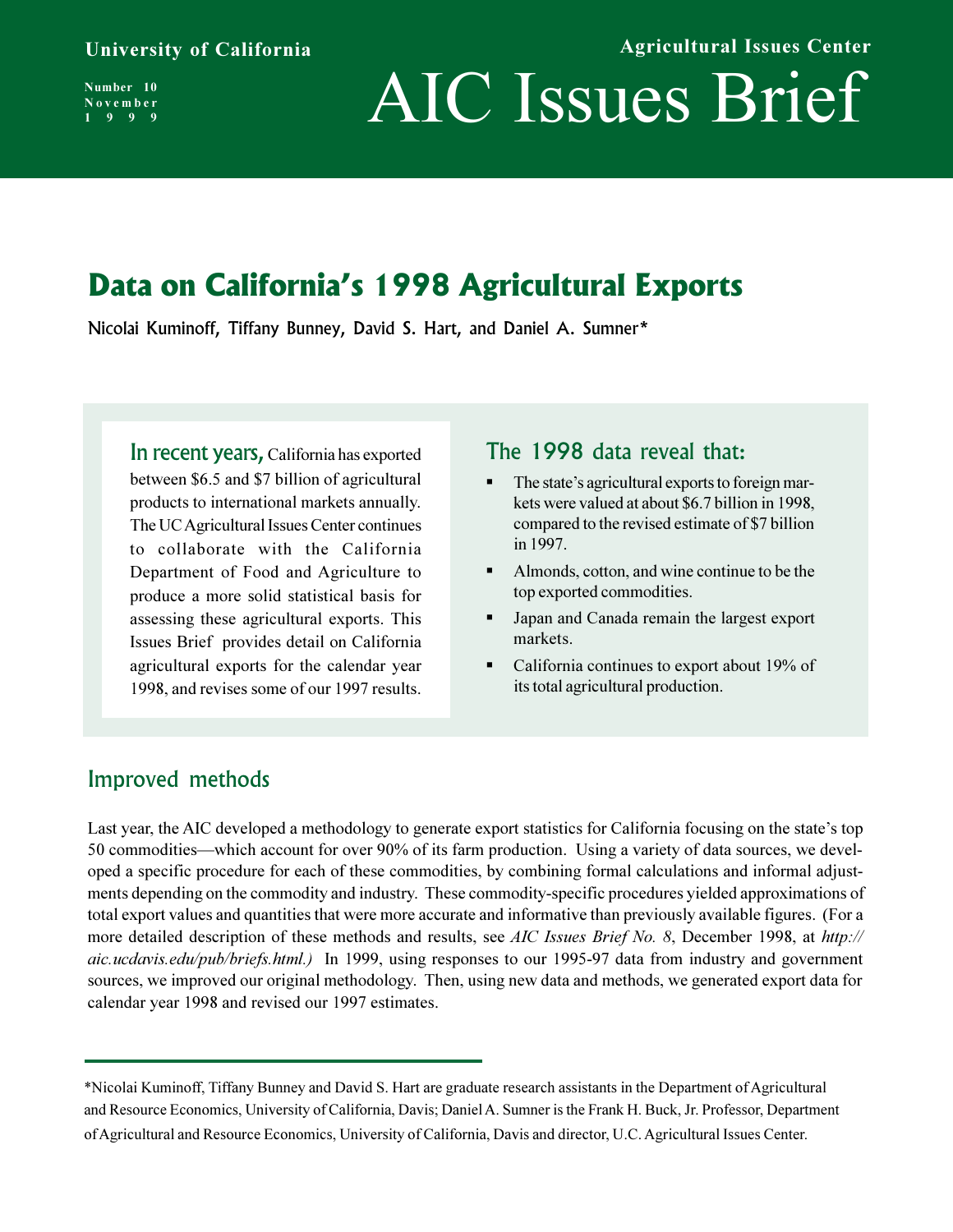University of California

Agricultural Issues Center

Number 10
November
1999

# AIC Issues Brief

## Data on California's 1998 Agricultural Exports

Nicolai Kuminoff, Tiffany Bunney, David S. Hart, and Daniel A. Sumner*

**In recent years,** California has exported between $6.5 and $7 billion of agricultural products to international markets annually. The UC Agricultural Issues Center continues to collaborate with the California Department of Food and Agriculture to produce a more solid statistical basis for assessing these agricultural exports. This Issues Brief provides detail on California agricultural exports for the calendar year 1998, and revises some of our 1997 results.

### The 1998 data reveal that:

- The state's agricultural exports to foreign markets were valued at about $6.7 billion in 1998, compared to the revised estimate of $7 billion in 1997.
- Almonds, cotton, and wine continue to be the top exported commodities.
- Japan and Canada remain the largest export markets.
- California continues to export about 19% of its total agricultural production.

### Improved methods

Last year, the AIC developed a methodology to generate export statistics for California focusing on the state's top 50 commodities—which account for over 90% of its farm production. Using a variety of data sources, we developed a specific procedure for each of these commodities, by combining formal calculations and informal adjustments depending on the commodity and industry. These commodity-specific procedures yielded approximations of total export values and quantities that were more accurate and informative than previously available figures. (For a more detailed description of these methods and results, see *AIC Issues Brief No. 8*, December 1998, at *http://aic.ucdavis.edu/pub/briefs.html.)* In 1999, using responses to our 1995-97 data from industry and government sources, we improved our original methodology. Then, using new data and methods, we generated export data for calendar year 1998 and revised our 1997 estimates.

---

*Nicolai Kuminoff, Tiffany Bunney and David S. Hart are graduate research assistants in the Department of Agricultural and Resource Economics, University of California, Davis; Daniel A. Sumner is the Frank H. Buck, Jr. Professor, Department of Agricultural and Resource Economics, University of California, Davis and director, U.C. Agricultural Issues Center.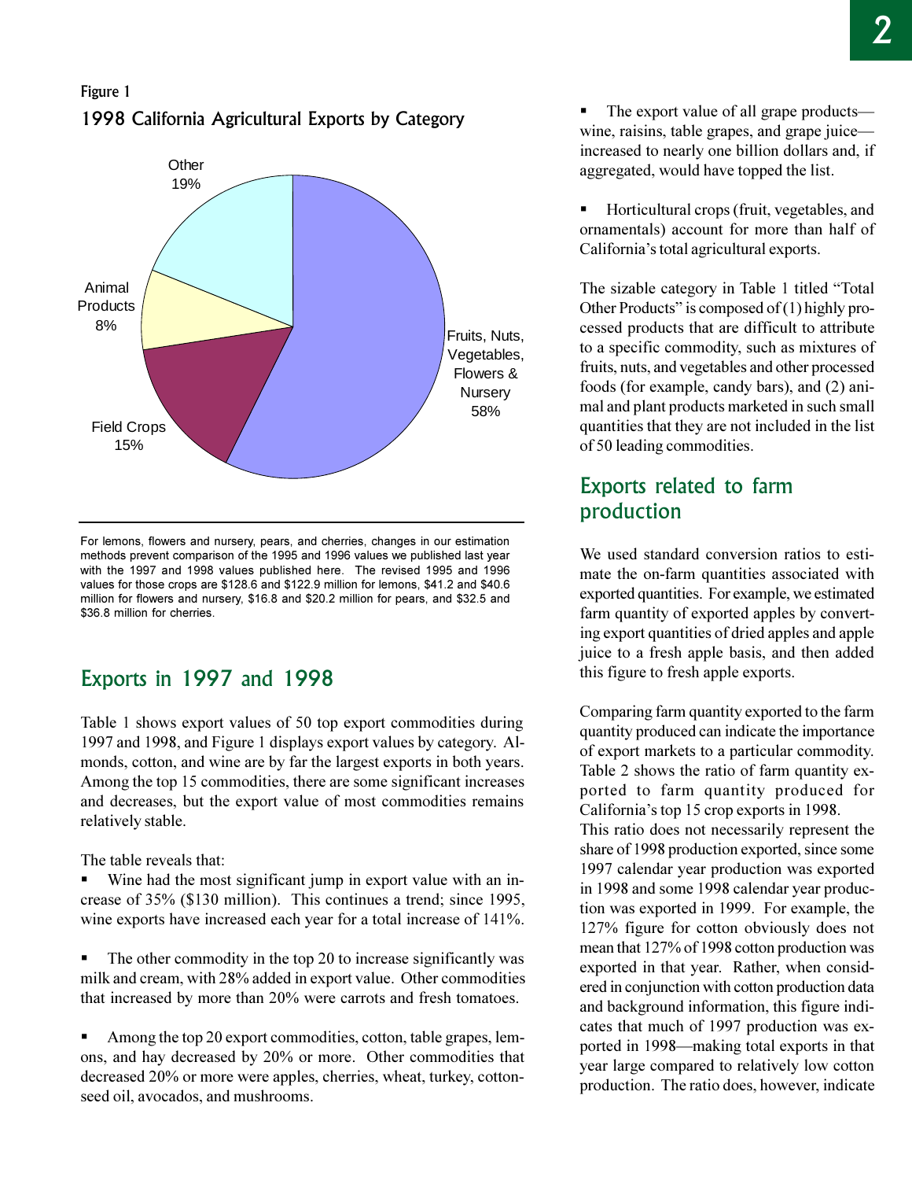Figure 1

1998 California Agricultural Exports by Category

Other 19%

Animal Products 8%

Field Crops 15%

Fruits, Nuts, Vegetables, Flowers & Nursery 58%

For lemons, flowers and nursery, pears, and cherries, changes in our estimation methods prevent comparison of the 1995 and 1996 values we published last year with the 1997 and 1998 values published here. The revised 1995 and 1996 values for those crops are $128.6 and $122.9 million for lemons, $41.2 and $40.6 million for flowers and nursery, $16.8 and $20.2 million for pears, and $32.5 and $36.8 million for cherries.

## Exports in 1997 and 1998

Table 1 shows export values of 50 top export commodities during 1997 and 1998, and Figure 1 displays export values by category. Almonds, cotton, and wine are by far the largest exports in both years. Among the top 15 commodities, there are some significant increases and decreases, but the export value of most commodities remains relatively stable.

The table reveals that:

- Wine had the most significant jump in export value with an increase of 35% ($130 million). This continues a trend; since 1995, wine exports have increased each year for a total increase of 141%.

- The other commodity in the top 20 to increase significantly was milk and cream, with 28% added in export value. Other commodities that increased by more than 20% were carrots and fresh tomatoes.

- Among the top 20 export commodities, cotton, table grapes, lemons, and hay decreased by 20% or more. Other commodities that decreased 20% or more were apples, cherries, wheat, turkey, cottonseed oil, avocados, and mushrooms.

- The export value of all grape products—wine, raisins, table grapes, and grape juice—increased to nearly one billion dollars and, if aggregated, would have topped the list.

- Horticultural crops (fruit, vegetables, and ornamentals) account for more than half of California's total agricultural exports.

The sizable category in Table 1 titled "Total Other Products" is composed of (1) highly processed products that are difficult to attribute to a specific commodity, such as mixtures of fruits, nuts, and vegetables and other processed foods (for example, candy bars), and (2) animal and plant products marketed in such small quantities that they are not included in the list of 50 leading commodities.

## Exports related to farm production

We used standard conversion ratios to estimate the on-farm quantities associated with exported quantities. For example, we estimated farm quantity of exported apples by converting export quantities of dried apples and apple juice to a fresh apple basis, and then added this figure to fresh apple exports.

Comparing farm quantity exported to the farm quantity produced can indicate the importance of export markets to a particular commodity. Table 2 shows the ratio of farm quantity exported to farm quantity produced for California's top 15 crop exports in 1998. This ratio does not necessarily represent the share of 1998 production exported, since some 1997 calendar year production was exported in 1998 and some 1998 calendar year production was exported in 1999. For example, the 127% figure for cotton obviously does not mean that 127% of 1998 cotton production was exported in that year. Rather, when considered in conjunction with cotton production data and background information, this figure indicates that much of 1997 production was exported in 1998—making total exports in that year large compared to relatively low cotton production. The ratio does, however, indicate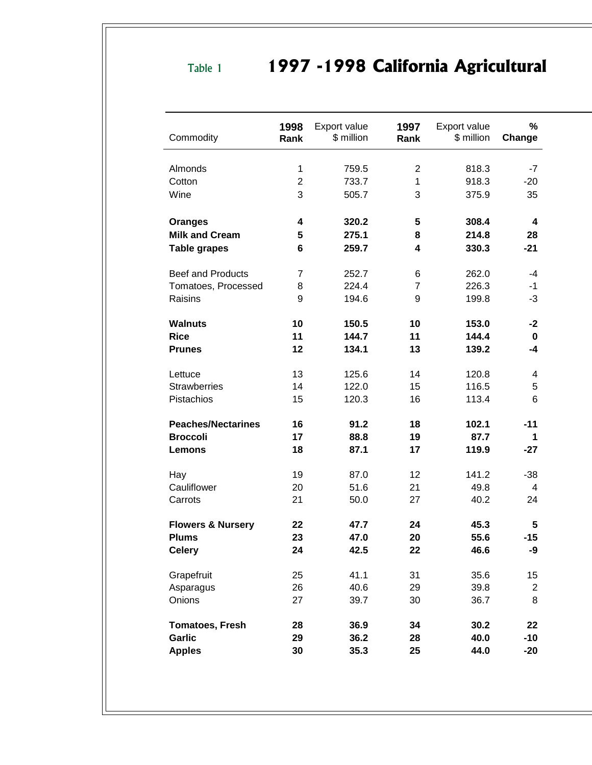Table 1

# 1997 -1998 California Agricultural

| Commodity | 1998 Rank | Export value $ million | 1997 Rank | Export value $ million | % Change |
|---|---|---|---|---|---|
| Almonds | 1 | 759.5 | 2 | 818.3 | -7 |
| Cotton | 2 | 733.7 | 1 | 918.3 | -20 |
| Wine | 3 | 505.7 | 3 | 375.9 | 35 |
| **Oranges** | **4** | **320.2** | **5** | **308.4** | **4** |
| **Milk and Cream** | **5** | **275.1** | **8** | **214.8** | **28** |
| **Table grapes** | **6** | **259.7** | **4** | **330.3** | **-21** |
| Beef and Products | 7 | 252.7 | 6 | 262.0 | -4 |
| Tomatoes, Processed | 8 | 224.4 | 7 | 226.3 | -1 |
| Raisins | 9 | 194.6 | 9 | 199.8 | -3 |
| **Walnuts** | **10** | **150.5** | **10** | **153.0** | **-2** |
| **Rice** | **11** | **144.7** | **11** | **144.4** | **0** |
| **Prunes** | **12** | **134.1** | **13** | **139.2** | **-4** |
| Lettuce | 13 | 125.6 | 14 | 120.8 | 4 |
| Strawberries | 14 | 122.0 | 15 | 116.5 | 5 |
| Pistachios | 15 | 120.3 | 16 | 113.4 | 6 |
| **Peaches/Nectarines** | **16** | **91.2** | **18** | **102.1** | **-11** |
| **Broccoli** | **17** | **88.8** | **19** | **87.7** | **1** |
| **Lemons** | **18** | **87.1** | **17** | **119.9** | **-27** |
| Hay | 19 | 87.0 | 12 | 141.2 | -38 |
| Cauliflower | 20 | 51.6 | 21 | 49.8 | 4 |
| Carrots | 21 | 50.0 | 27 | 40.2 | 24 |
| **Flowers & Nursery** | **22** | **47.7** | **24** | **45.3** | **5** |
| **Plums** | **23** | **47.0** | **20** | **55.6** | **-15** |
| **Celery** | **24** | **42.5** | **22** | **46.6** | **-9** |
| Grapefruit | 25 | 41.1 | 31 | 35.6 | 15 |
| Asparagus | 26 | 40.6 | 29 | 39.8 | 2 |
| Onions | 27 | 39.7 | 30 | 36.7 | 8 |
| **Tomatoes, Fresh** | **28** | **36.9** | **34** | **30.2** | **22** |
| **Garlic** | **29** | **36.2** | **28** | **40.0** | **-10** |
| **Apples** | **30** | **35.3** | **25** | **44.0** | **-20** |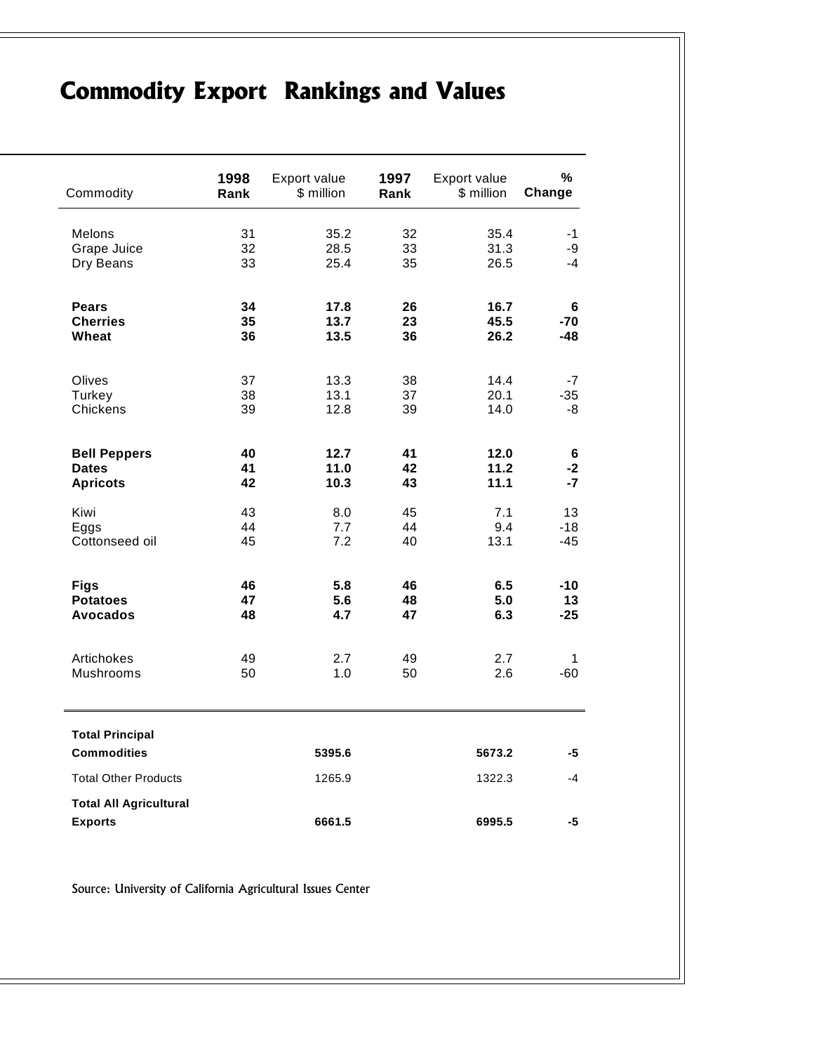# Commodity Export Rankings and Values

| Commodity | 1998 Rank | Export value $ million | 1997 Rank | Export value $ million | % Change |
|---|---|---|---|---|---|
| Melons | 31 | 35.2 | 32 | 35.4 | -1 |
| Grape Juice | 32 | 28.5 | 33 | 31.3 | -9 |
| Dry Beans | 33 | 25.4 | 35 | 26.5 | -4 |
| **Pears** | **34** | **17.8** | **26** | **16.7** | **6** |
| **Cherries** | **35** | **13.7** | **23** | **45.5** | **-70** |
| **Wheat** | **36** | **13.5** | **36** | **26.2** | **-48** |
| Olives | 37 | 13.3 | 38 | 14.4 | -7 |
| Turkey | 38 | 13.1 | 37 | 20.1 | -35 |
| Chickens | 39 | 12.8 | 39 | 14.0 | -8 |
| **Bell Peppers** | **40** | **12.7** | **41** | **12.0** | **6** |
| **Dates** | **41** | **11.0** | **42** | **11.2** | **-2** |
| **Apricots** | **42** | **10.3** | **43** | **11.1** | **-7** |
| Kiwi | 43 | 8.0 | 45 | 7.1 | 13 |
| Eggs | 44 | 7.7 | 44 | 9.4 | -18 |
| Cottonseed oil | 45 | 7.2 | 40 | 13.1 | -45 |
| **Figs** | **46** | **5.8** | **46** | **6.5** | **-10** |
| **Potatoes** | **47** | **5.6** | **48** | **5.0** | **13** |
| **Avocados** | **48** | **4.7** | **47** | **6.3** | **-25** |
| Artichokes | 49 | 2.7 | 49 | 2.7 | 1 |
| Mushrooms | 50 | 1.0 | 50 | 2.6 | -60 |
| **Total Principal Commodities** | | **5395.6** | | **5673.2** | **-5** |
| Total Other Products | | 1265.9 | | 1322.3 | -4 |
| **Total All Agricultural Exports** | | **6661.5** | | **6995.5** | **-5** |

Source: University of California Agricultural Issues Center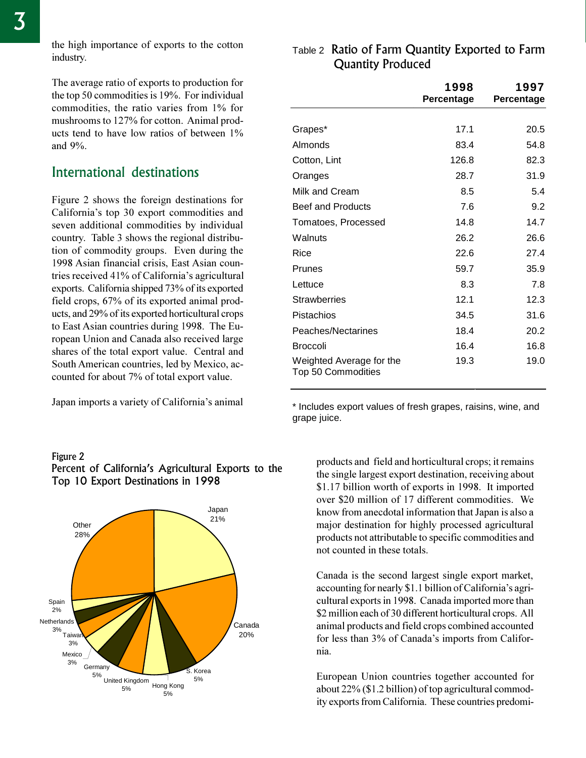the high importance of exports to the cotton industry.

The average ratio of exports to production for the top 50 commodities is 19%. For individual commodities, the ratio varies from 1% for mushrooms to 127% for cotton. Animal products tend to have low ratios of between 1% and 9%.

Table 2 Ratio of Farm Quantity Exported to Farm Quantity Produced

| | 1998 Percentage | 1997 Percentage |
|---|---|---|
| Grapes* | 17.1 | 20.5 |
| Almonds | 83.4 | 54.8 |
| Cotton, Lint | 126.8 | 82.3 |
| Oranges | 28.7 | 31.9 |
| Milk and Cream | 8.5 | 5.4 |
| Beef and Products | 7.6 | 9.2 |
| Tomatoes, Processed | 14.8 | 14.7 |
| Walnuts | 26.2 | 26.6 |
| Rice | 22.6 | 27.4 |
| Prunes | 59.7 | 35.9 |
| Lettuce | 8.3 | 7.8 |
| Strawberries | 12.1 | 12.3 |
| Pistachios | 34.5 | 31.6 |
| Peaches/Nectarines | 18.4 | 20.2 |
| Broccoli | 16.4 | 16.8 |
| Weighted Average for the Top 50 Commodities | 19.3 | 19.0 |

* Includes export values of fresh grapes, raisins, wine, and grape juice.

## International destinations

Figure 2 shows the foreign destinations for California's top 30 export commodities and seven additional commodities by individual country. Table 3 shows the regional distribution of commodity groups. Even during the 1998 Asian financial crisis, East Asian countries received 41% of California's agricultural exports. California shipped 73% of its exported field crops, 67% of its exported animal products, and 29% of its exported horticultural crops to East Asian countries during 1998. The European Union and Canada also received large shares of the total export value. Central and South American countries, led by Mexico, accounted for about 7% of total export value.

Japan imports a variety of California's animal products and field and horticultural crops; it remains the single largest export destination, receiving about $1.17 billion worth of exports in 1998. It imported over $20 million of 17 different commodities. We know from anecdotal information that Japan is also a major destination for highly processed agricultural products not attributable to specific commodities and not counted in these totals.

Canada is the second largest single export market, accounting for nearly $1.1 billion of California's agricultural exports in 1998. Canada imported more than $2 million each of 30 different horticultural crops. All animal products and field crops combined accounted for less than 3% of Canada's imports from California.

European Union countries together accounted for about 22% ($1.2 billion) of top agricultural commodity exports from California. These countries predomi-

Figure 2
Percent of California's Agricultural Exports to the Top 10 Export Destinations in 1998

| Destination | Percent |
|---|---|
| Japan | 21% |
| Canada | 20% |
| S. Korea | 5% |
| Hong Kong | 5% |
| United Kingdom | 5% |
| Germany | 5% |
| Mexico | 3% |
| Taiwan | 3% |
| Netherlands | 3% |
| Spain | 2% |
| Other | 28% |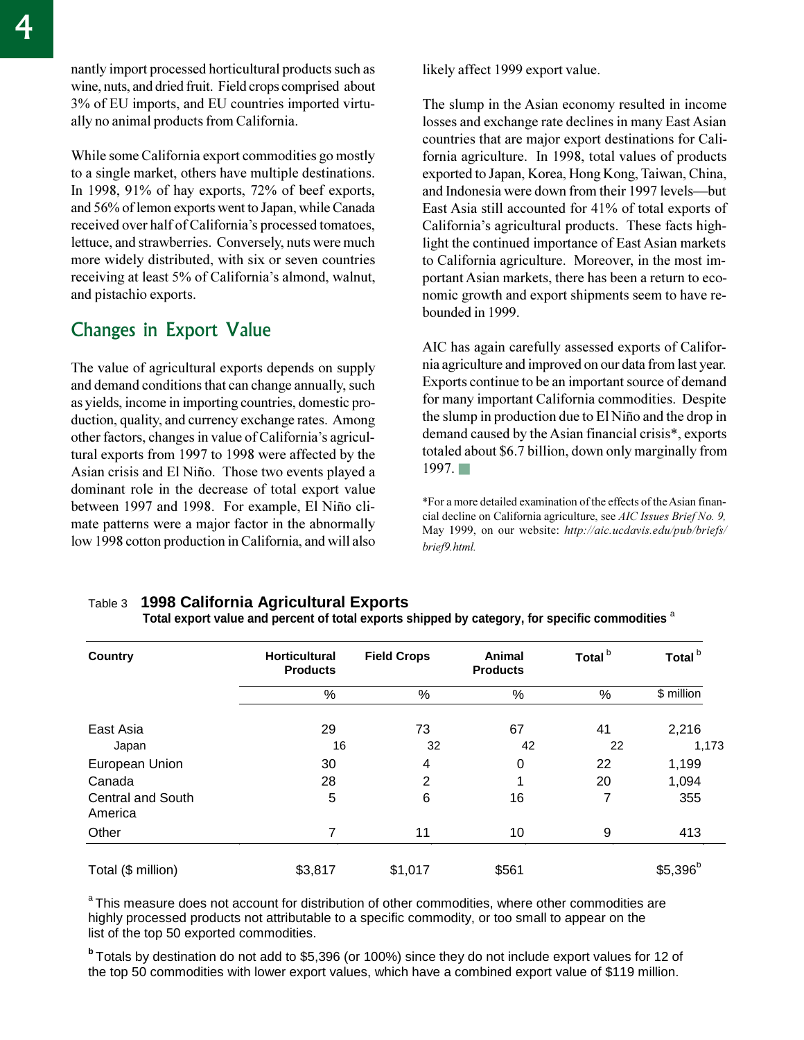nantly import processed horticultural products such as wine, nuts, and dried fruit. Field crops comprised about 3% of EU imports, and EU countries imported virtually no animal products from California.

While some California export commodities go mostly to a single market, others have multiple destinations. In 1998, 91% of hay exports, 72% of beef exports, and 56% of lemon exports went to Japan, while Canada received over half of California's processed tomatoes, lettuce, and strawberries. Conversely, nuts were much more widely distributed, with six or seven countries receiving at least 5% of California's almond, walnut, and pistachio exports.

## Changes in Export Value

The value of agricultural exports depends on supply and demand conditions that can change annually, such as yields, income in importing countries, domestic production, quality, and currency exchange rates. Among other factors, changes in value of California's agricultural exports from 1997 to 1998 were affected by the Asian crisis and El Niño. Those two events played a dominant role in the decrease of total export value between 1997 and 1998. For example, El Niño climate patterns were a major factor in the abnormally low 1998 cotton production in California, and will also likely affect 1999 export value.

The slump in the Asian economy resulted in income losses and exchange rate declines in many East Asian countries that are major export destinations for California agriculture. In 1998, total values of products exported to Japan, Korea, Hong Kong, Taiwan, China, and Indonesia were down from their 1997 levels—but East Asia still accounted for 41% of total exports of California's agricultural products. These facts highlight the continued importance of East Asian markets to California agriculture. Moreover, in the most important Asian markets, there has been a return to economic growth and export shipments seem to have rebounded in 1999.

AIC has again carefully assessed exports of California agriculture and improved on our data from last year. Exports continue to be an important source of demand for many important California commodities. Despite the slump in production due to El Niño and the drop in demand caused by the Asian financial crisis*, exports totaled about $6.7 billion, down only marginally from 1997.

*For a more detailed examination of the effects of the Asian financial decline on California agriculture, see *AIC Issues Brief No. 9,* May 1999, on our website: *http://aic.ucdavis.edu/pub/briefs/brief9.html.*

Table 3 **1998 California Agricultural Exports**

**Total export value and percent of total exports shipped by category, for specific commodities** [a]

| Country | Horticultural Products | Field Crops | Animal Products | Total [b] | Total [b] |
|---|---|---|---|---|---|
| | % | % | % | % | $ million |
| East Asia | 29 | 73 | 67 | 41 | 2,216 |
| Japan | 16 | 32 | 42 | 22 | 1,173 |
| European Union | 30 | 4 | 0 | 22 | 1,199 |
| Canada | 28 | 2 | 1 | 20 | 1,094 |
| Central and South America | 5 | 6 | 16 | 7 | 355 |
| Other | 7 | 11 | 10 | 9 | 413 |
| Total ($ million) | $3,817 | $1,017 | $561 | | $5,396[b] |

[a] This measure does not account for distribution of other commodities, where other commodities are highly processed products not attributable to a specific commodity, or too small to appear on the list of the top 50 exported commodities.

[b] Totals by destination do not add to $5,396 (or 100%) since they do not include export values for 12 of the top 50 commodities with lower export values, which have a combined export value of $119 million.